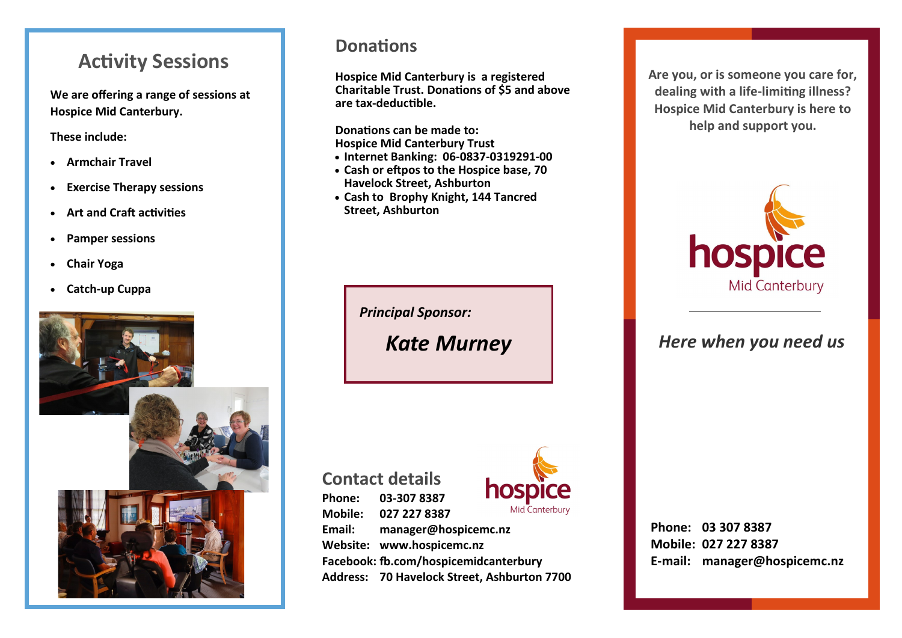## Activity Sessions

**We are offering a range of sessions at Hospice Mid Canterbury.**

**These include:**

- **Armchair Travel**
- **Exercise Therapy sessions**
- **Art and Craft activities**
- **Pamper sessions**
- **Chair Yoga**
- **Catch-up Cuppa**

## Donations

**Hospice Mid Canterbury is a registered Charitable Trust. Donations of $5 and above are tax-deductible.**

**Donations can be made to:**
**Hospice Mid Canterbury Trust**

- **Internet Banking: 06-0837-0319291-00**
- **Cash or eftpos to the Hospice base, 70 Havelock Street, Ashburton**
- **Cash to Brophy Knight, 144 Tancred Street, Ashburton**

***Principal Sponsor:***

***Kate Murney***

## Contact details

**Phone:** 03-307 8387
**Mobile:** 027 227 8387
**Email:** manager@hospicemc.nz
**Website:** www.hospicemc.nz
**Facebook:** fb.com/hospicemidcanterbury
**Address:** 70 Havelock Street, Ashburton 7700

**Are you, or is someone you care for, dealing with a life-limiting illness? Hospice Mid Canterbury is here to help and support you.**

hospice
Mid Canterbury

***Here when you need us***

**Phone:** 03 307 8387
**Mobile:** 027 227 8387
**E-mail:** manager@hospicemc.nz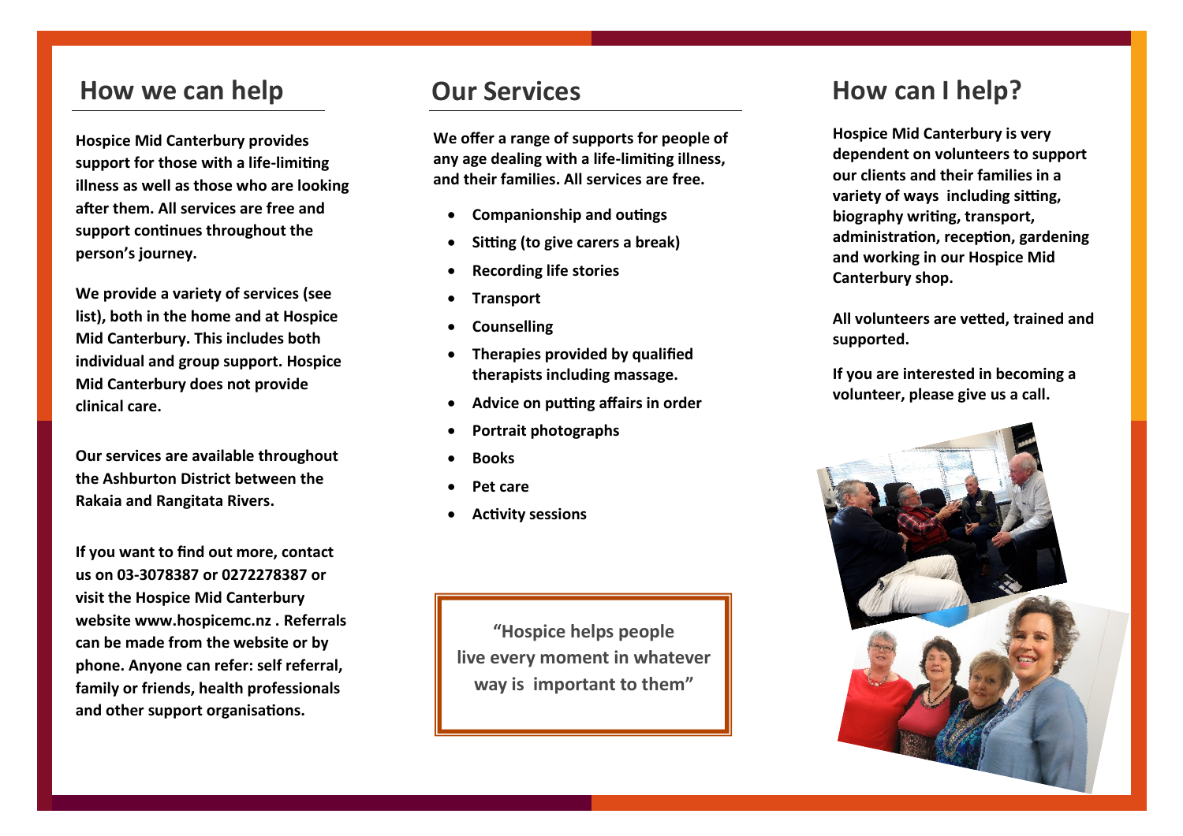## How we can help

**Hospice Mid Canterbury provides support for those with a life-limiting illness as well as those who are looking after them. All services are free and support continues throughout the person's journey.**

**We provide a variety of services (see list), both in the home and at Hospice Mid Canterbury. This includes both individual and group support. Hospice Mid Canterbury does not provide clinical care.**

**Our services are available throughout the Ashburton District between the Rakaia and Rangitata Rivers.**

**If you want to find out more, contact us on 03-3078387 or 0272278387 or visit the Hospice Mid Canterbury website www.hospicemc.nz . Referrals can be made from the website or by phone. Anyone can refer: self referral, family or friends, health professionals and other support organisations.**

## Our Services

**We offer a range of supports for people of any age dealing with a life-limiting illness, and their families. All services are free.**

- **Companionship and outings**
- **Sitting (to give carers a break)**
- **Recording life stories**
- **Transport**
- **Counselling**
- **Therapies provided by qualified therapists including massage.**
- **Advice on putting affairs in order**
- **Portrait photographs**
- **Books**
- **Pet care**
- **Activity sessions**

**"Hospice helps people live every moment in whatever way is important to them"**

## How can I help?

**Hospice Mid Canterbury is very dependent on volunteers to support our clients and their families in a variety of ways including sitting, biography writing, transport, administration, reception, gardening and working in our Hospice Mid Canterbury shop.**

**All volunteers are vetted, trained and supported.**

**If you are interested in becoming a volunteer, please give us a call.**